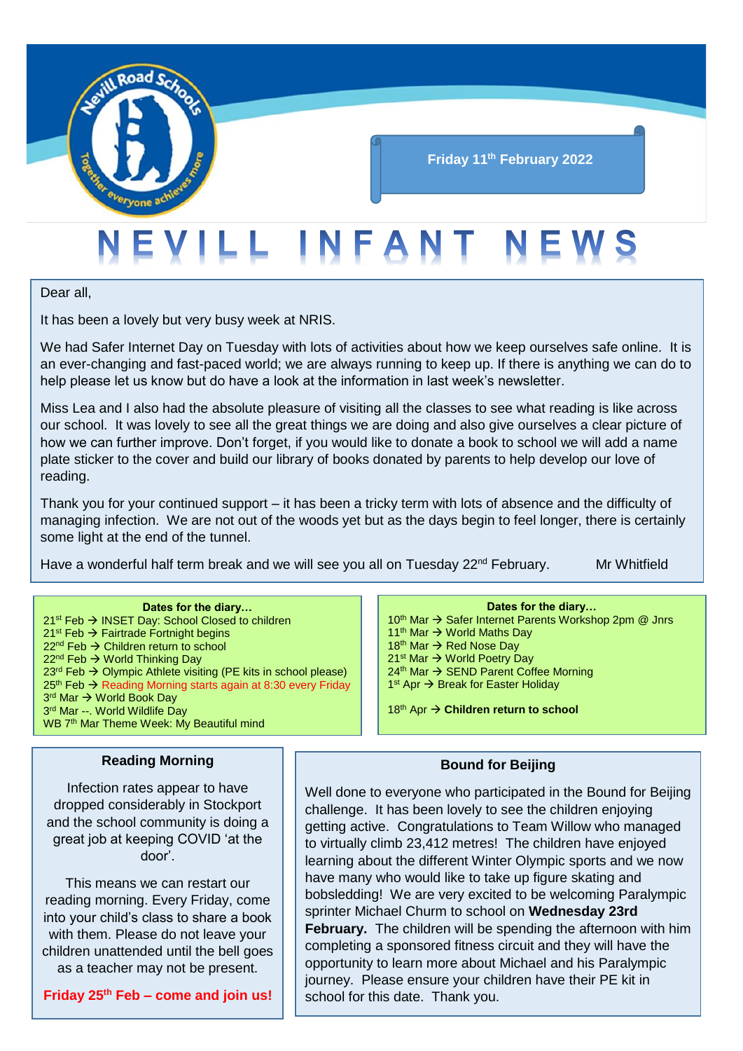Nevill Road Schools — Together everyone achieves more

**Friday 11th February 2022**

# NEVILL INFANT NEWS

Dear all,

It has been a lovely but very busy week at NRIS.

We had Safer Internet Day on Tuesday with lots of activities about how we keep ourselves safe online. It is an ever-changing and fast-paced world; we are always running to keep up. If there is anything we can do to help please let us know but do have a look at the information in last week's newsletter.

Miss Lea and I also had the absolute pleasure of visiting all the classes to see what reading is like across our school. It was lovely to see all the great things we are doing and also give ourselves a clear picture of how we can further improve. Don't forget, if you would like to donate a book to school we will add a name plate sticker to the cover and build our library of books donated by parents to help develop our love of reading.

Thank you for your continued support – it has been a tricky term with lots of absence and the difficulty of managing infection. We are not out of the woods yet but as the days begin to feel longer, there is certainly some light at the end of the tunnel.

Have a wonderful half term break and we will see you all on Tuesday 22nd February.

Mr Whitfield

### Dates for the diary…

- 21st Feb → INSET Day: School Closed to children
- 21st Feb → Fairtrade Fortnight begins
- 22nd Feb → Children return to school
- 22nd Feb → World Thinking Day
- 23rd Feb → Olympic Athlete visiting (PE kits in school please)
- 25th Feb → Reading Morning starts again at 8:30 every Friday
- 3rd Mar → World Book Day
- 3rd Mar --. World Wildlife Day
- WB 7th Mar Theme Week: My Beautiful mind

### Dates for the diary…

- 10th Mar → Safer Internet Parents Workshop 2pm @ Jnrs
- 11th Mar → World Maths Day
- 18th Mar → Red Nose Day
- 21st Mar → World Poetry Day
- 24th Mar → SEND Parent Coffee Morning
- 1st Apr → Break for Easter Holiday

18th Apr → **Children return to school**

## Reading Morning

Infection rates appear to have dropped considerably in Stockport and the school community is doing a great job at keeping COVID 'at the door'.

This means we can restart our reading morning. Every Friday, come into your child's class to share a book with them. Please do not leave your children unattended until the bell goes as a teacher may not be present.

**Friday 25th Feb – come and join us!**

## Bound for Beijing

Well done to everyone who participated in the Bound for Beijing challenge. It has been lovely to see the children enjoying getting active. Congratulations to Team Willow who managed to virtually climb 23,412 metres! The children have enjoyed learning about the different Winter Olympic sports and we now have many who would like to take up figure skating and bobsledding! We are very excited to be welcoming Paralympic sprinter Michael Churm to school on **Wednesday 23rd February.** The children will be spending the afternoon with him completing a sponsored fitness circuit and they will have the opportunity to learn more about Michael and his Paralympic journey. Please ensure your children have their PE kit in school for this date. Thank you.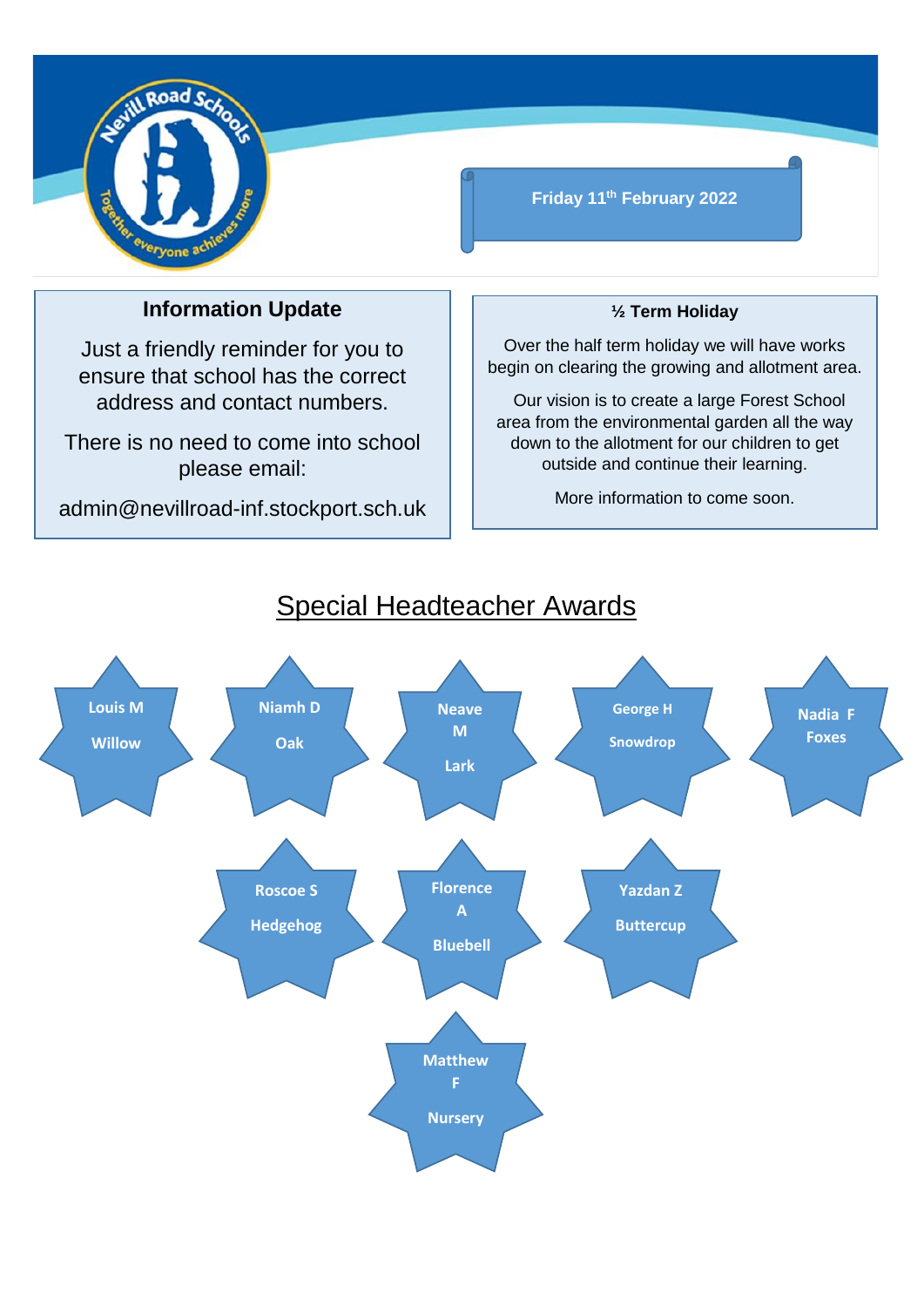Friday 11th February 2022

## Information Update

Just a friendly reminder for you to ensure that school has the correct address and contact numbers.

There is no need to come into school please email:

admin@nevillroad-inf.stockport.sch.uk

## ½ Term Holiday

Over the half term holiday we will have works begin on clearing the growing and allotment area.

Our vision is to create a large Forest School area from the environmental garden all the way down to the allotment for our children to get outside and continue their learning.

More information to come soon.

# Special Headteacher Awards

- **Louis M** – Willow
- **Niamh D** – Oak
- **Neave M** – Lark
- **George H** – Snowdrop
- **Nadia F** – Foxes
- **Roscoe S** – Hedgehog
- **Florence A** – Bluebell
- **Yazdan Z** – Buttercup
- **Matthew F** – Nursery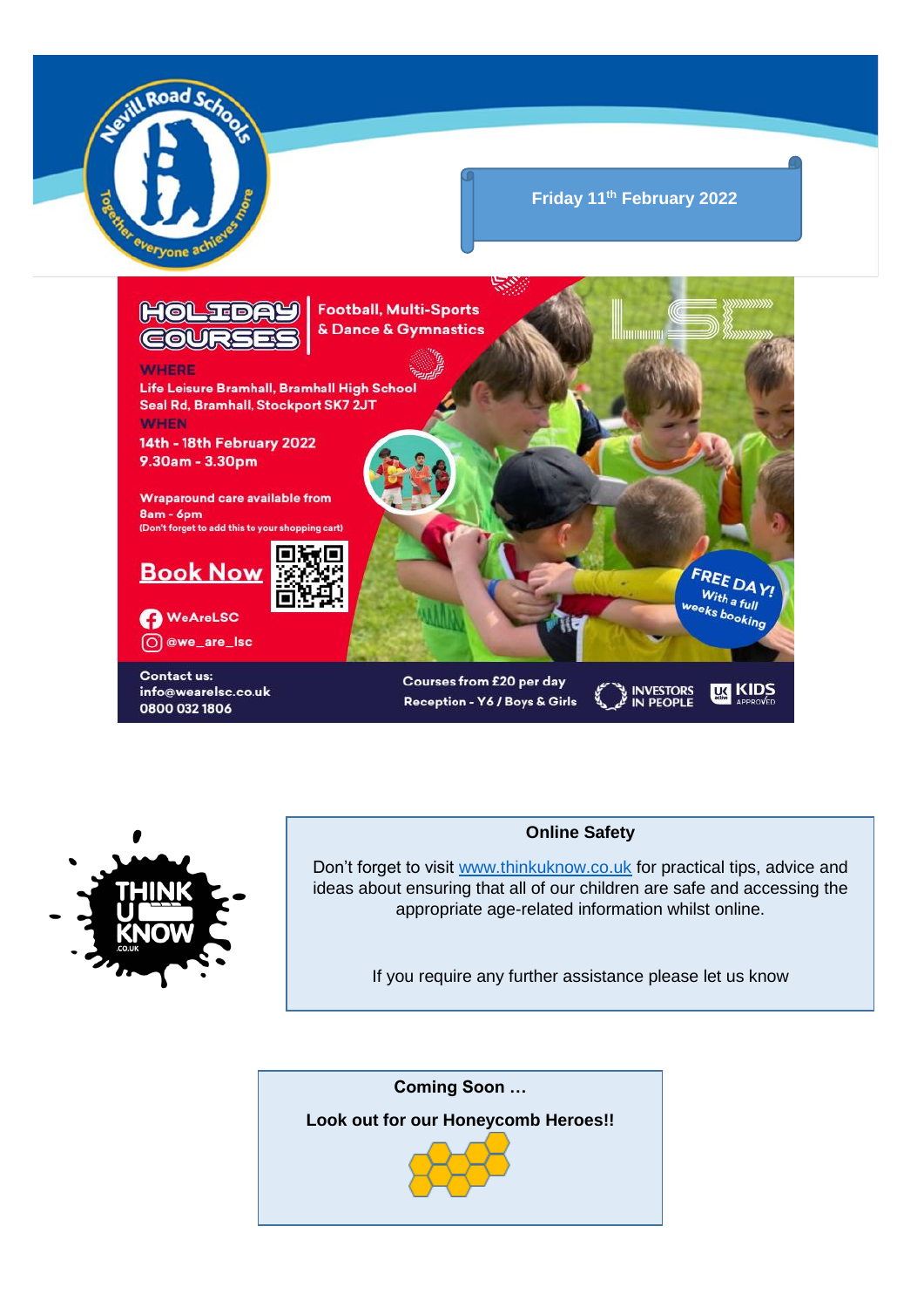Nevill Road Schools

Together everyone achieves more

**Friday 11th February 2022**

# HOLIDAY COURSES

**Football, Multi-Sports & Dance & Gymnastics**

**WHERE**

Life Leisure Bramhall, Bramhall High School
Seal Rd, Bramhall, Stockport SK7 2JT

**WHEN**

14th - 18th February 2022
9.30am - 3.30pm

Wraparound care available from 8am - 6pm
(Don't forget to add this to your shopping cart)

**Book Now**

WeAreLSC

@we_are_lsc

LSC

FREE DAY! With a full weeks booking

Contact us:
info@wearelsc.co.uk
0800 032 1806

Courses from £20 per day
Reception - Y6 / Boys & Girls

INVESTORS IN PEOPLE

UK KIDS APPROVED

THINK U KNOW .CO.UK

## Online Safety

Don't forget to visit [www.thinkuknow.co.uk](http://www.thinkuknow.co.uk) for practical tips, advice and ideas about ensuring that all of our children are safe and accessing the appropriate age-related information whilst online.

If you require any further assistance please let us know

**Coming Soon …**

**Look out for our Honeycomb Heroes!!**